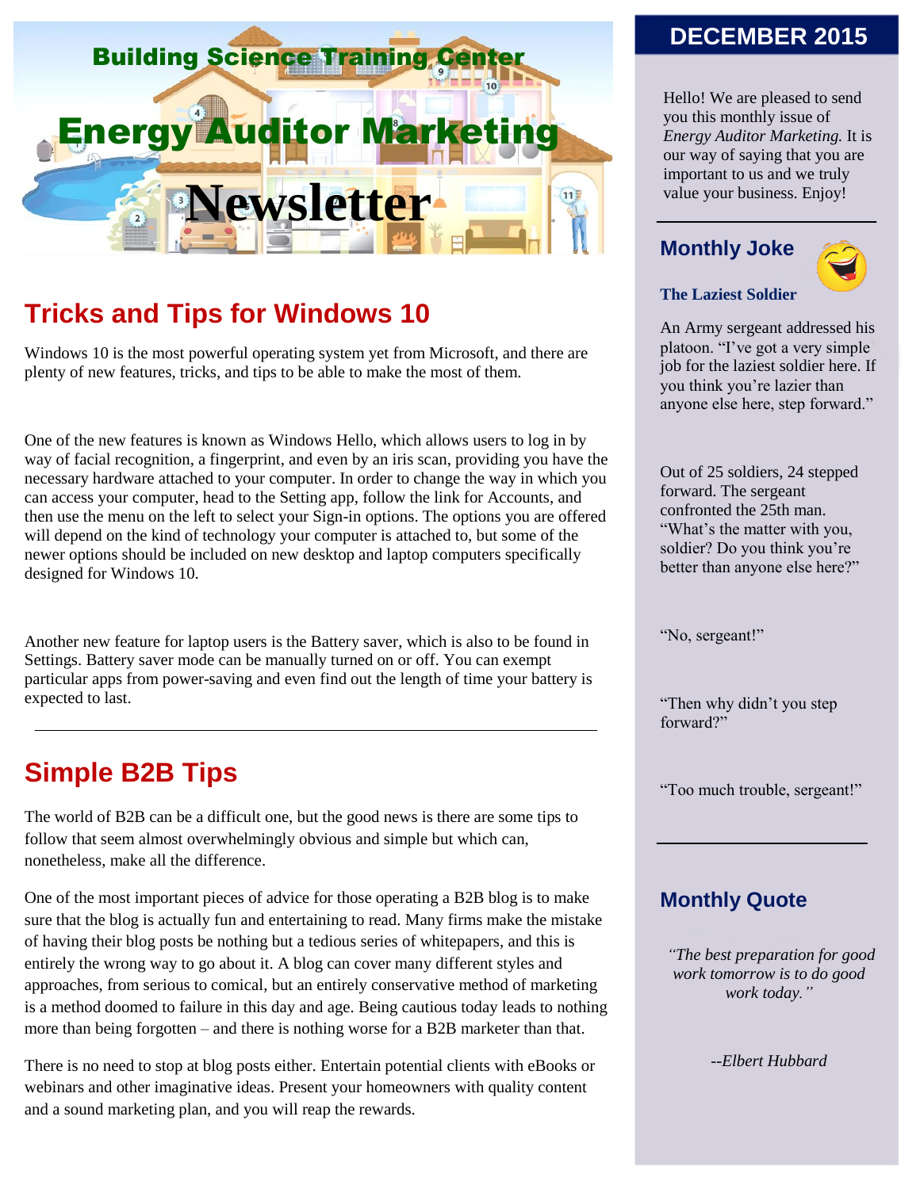# Building Science Training Center

# Energy Auditor Marketing Newsletter

## Tricks and Tips for Windows 10

Windows 10 is the most powerful operating system yet from Microsoft, and there are plenty of new features, tricks, and tips to be able to make the most of them.

One of the new features is known as Windows Hello, which allows users to log in by way of facial recognition, a fingerprint, and even by an iris scan, providing you have the necessary hardware attached to your computer. In order to change the way in which you can access your computer, head to the Setting app, follow the link for Accounts, and then use the menu on the left to select your Sign-in options. The options you are offered will depend on the kind of technology your computer is attached to, but some of the newer options should be included on new desktop and laptop computers specifically designed for Windows 10.

Another new feature for laptop users is the Battery saver, which is also to be found in Settings. Battery saver mode can be manually turned on or off. You can exempt particular apps from power-saving and even find out the length of time your battery is expected to last.

---

## Simple B2B Tips

The world of B2B can be a difficult one, but the good news is there are some tips to follow that seem almost overwhelmingly obvious and simple but which can, nonetheless, make all the difference.

One of the most important pieces of advice for those operating a B2B blog is to make sure that the blog is actually fun and entertaining to read. Many firms make the mistake of having their blog posts be nothing but a tedious series of whitepapers, and this is entirely the wrong way to go about it. A blog can cover many different styles and approaches, from serious to comical, but an entirely conservative method of marketing is a method doomed to failure in this day and age. Being cautious today leads to nothing more than being forgotten – and there is nothing worse for a B2B marketer than that.

There is no need to stop at blog posts either. Entertain potential clients with eBooks or webinars and other imaginative ideas. Present your homeowners with quality content and a sound marketing plan, and you will reap the rewards.

## DECEMBER 2015

Hello! We are pleased to send you this monthly issue of *Energy Auditor Marketing.* It is our way of saying that you are important to us and we truly value your business. Enjoy!

---

## Monthly Joke

**The Laziest Soldier**

An Army sergeant addressed his platoon. “I’ve got a very simple job for the laziest soldier here. If you think you’re lazier than anyone else here, step forward.”

Out of 25 soldiers, 24 stepped forward. The sergeant confronted the 25th man. “What’s the matter with you, soldier? Do you think you’re better than anyone else here?”

“No, sergeant!”

“Then why didn’t you step forward?”

“Too much trouble, sergeant!”

---

## Monthly Quote

*“The best preparation for good work tomorrow is to do good work today.”*

*--Elbert Hubbard*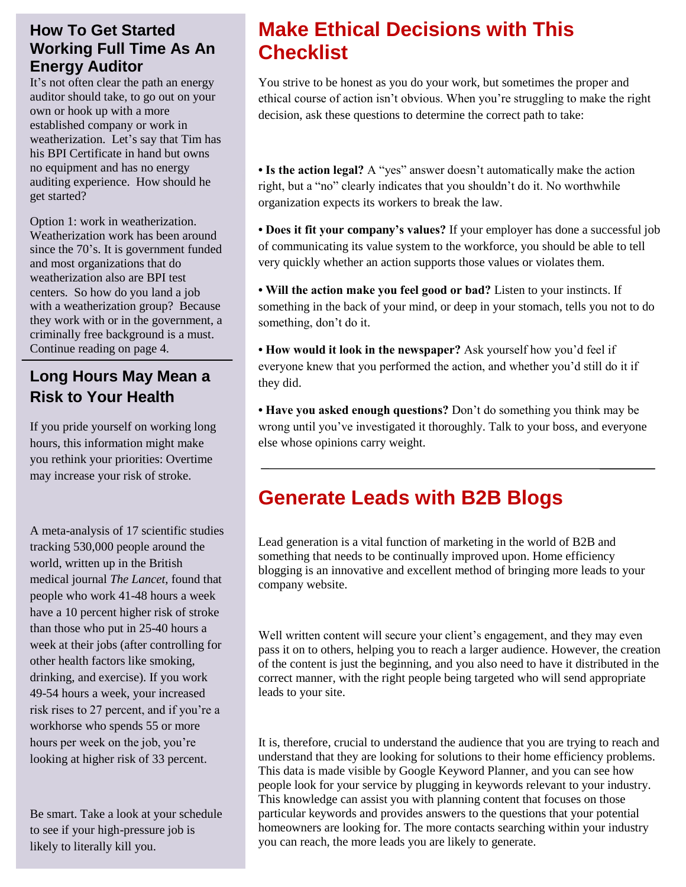## How To Get Started Working Full Time As An Energy Auditor

It's not often clear the path an energy auditor should take, to go out on your own or hook up with a more established company or work in weatherization. Let's say that Tim has his BPI Certificate in hand but owns no equipment and has no energy auditing experience. How should he get started?

Option 1: work in weatherization. Weatherization work has been around since the 70's. It is government funded and most organizations that do weatherization also are BPI test centers. So how do you land a job with a weatherization group? Because they work with or in the government, a criminally free background is a must. Continue reading on page 4.

## Long Hours May Mean a Risk to Your Health

If you pride yourself on working long hours, this information might make you rethink your priorities: Overtime may increase your risk of stroke.

A meta-analysis of 17 scientific studies tracking 530,000 people around the world, written up in the British medical journal *The Lancet,* found that people who work 41-48 hours a week have a 10 percent higher risk of stroke than those who put in 25-40 hours a week at their jobs (after controlling for other health factors like smoking, drinking, and exercise). If you work 49-54 hours a week, your increased risk rises to 27 percent, and if you're a workhorse who spends 55 or more hours per week on the job, you're looking at higher risk of 33 percent.

Be smart. Take a look at your schedule to see if your high-pressure job is likely to literally kill you.

# Make Ethical Decisions with This Checklist

You strive to be honest as you do your work, but sometimes the proper and ethical course of action isn't obvious. When you're struggling to make the right decision, ask these questions to determine the correct path to take:

- **Is the action legal?** A "yes" answer doesn't automatically make the action right, but a "no" clearly indicates that you shouldn't do it. No worthwhile organization expects its workers to break the law.

- **Does it fit your company's values?** If your employer has done a successful job of communicating its value system to the workforce, you should be able to tell very quickly whether an action supports those values or violates them.

- **Will the action make you feel good or bad?** Listen to your instincts. If something in the back of your mind, or deep in your stomach, tells you not to do something, don't do it.

- **How would it look in the newspaper?** Ask yourself how you'd feel if everyone knew that you performed the action, and whether you'd still do it if they did.

- **Have you asked enough questions?** Don't do something you think may be wrong until you've investigated it thoroughly. Talk to your boss, and everyone else whose opinions carry weight.

# Generate Leads with B2B Blogs

Lead generation is a vital function of marketing in the world of B2B and something that needs to be continually improved upon. Home efficiency blogging is an innovative and excellent method of bringing more leads to your company website.

Well written content will secure your client's engagement, and they may even pass it on to others, helping you to reach a larger audience. However, the creation of the content is just the beginning, and you also need to have it distributed in the correct manner, with the right people being targeted who will send appropriate leads to your site.

It is, therefore, crucial to understand the audience that you are trying to reach and understand that they are looking for solutions to their home efficiency problems. This data is made visible by Google Keyword Planner, and you can see how people look for your service by plugging in keywords relevant to your industry. This knowledge can assist you with planning content that focuses on those particular keywords and provides answers to the questions that your potential homeowners are looking for. The more contacts searching within your industry you can reach, the more leads you are likely to generate.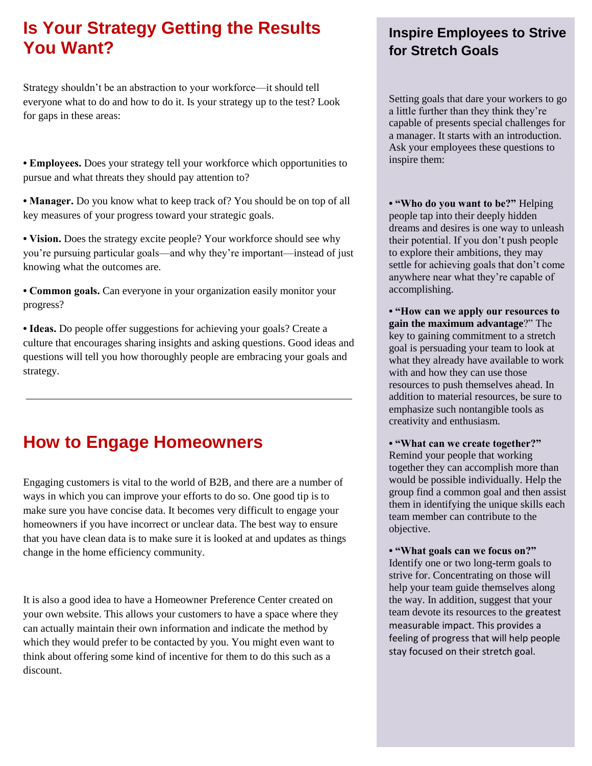# Is Your Strategy Getting the Results You Want?

Strategy shouldn't be an abstraction to your workforce—it should tell everyone what to do and how to do it. Is your strategy up to the test? Look for gaps in these areas:

• **Employees.** Does your strategy tell your workforce which opportunities to pursue and what threats they should pay attention to?

• **Manager.** Do you know what to keep track of? You should be on top of all key measures of your progress toward your strategic goals.

• **Vision.** Does the strategy excite people? Your workforce should see why you're pursuing particular goals—and why they're important—instead of just knowing what the outcomes are.

• **Common goals.** Can everyone in your organization easily monitor your progress?

• **Ideas.** Do people offer suggestions for achieving your goals? Create a culture that encourages sharing insights and asking questions. Good ideas and questions will tell you how thoroughly people are embracing your goals and strategy.

---

# How to Engage Homeowners

Engaging customers is vital to the world of B2B, and there are a number of ways in which you can improve your efforts to do so. One good tip is to make sure you have concise data. It becomes very difficult to engage your homeowners if you have incorrect or unclear data. The best way to ensure that you have clean data is to make sure it is looked at and updates as things change in the home efficiency community.

It is also a good idea to have a Homeowner Preference Center created on your own website. This allows your customers to have a space where they can actually maintain their own information and indicate the method by which they would prefer to be contacted by you. You might even want to think about offering some kind of incentive for them to do this such as a discount.

## Inspire Employees to Strive for Stretch Goals

Setting goals that dare your workers to go a little further than they think they're capable of presents special challenges for a manager. It starts with an introduction. Ask your employees these questions to inspire them:

• **"Who do you want to be?"** Helping people tap into their deeply hidden dreams and desires is one way to unleash their potential. If you don't push people to explore their ambitions, they may settle for achieving goals that don't come anywhere near what they're capable of accomplishing.

• **"How can we apply our resources to gain the maximum advantage**?" The key to gaining commitment to a stretch goal is persuading your team to look at what they already have available to work with and how they can use those resources to push themselves ahead. In addition to material resources, be sure to emphasize such nontangible tools as creativity and enthusiasm.

• **"What can we create together?"** Remind your people that working together they can accomplish more than would be possible individually. Help the group find a common goal and then assist them in identifying the unique skills each team member can contribute to the objective.

• **"What goals can we focus on?"** Identify one or two long-term goals to strive for. Concentrating on those will help your team guide themselves along the way. In addition, suggest that your team devote its resources to the greatest measurable impact. This provides a feeling of progress that will help people stay focused on their stretch goal.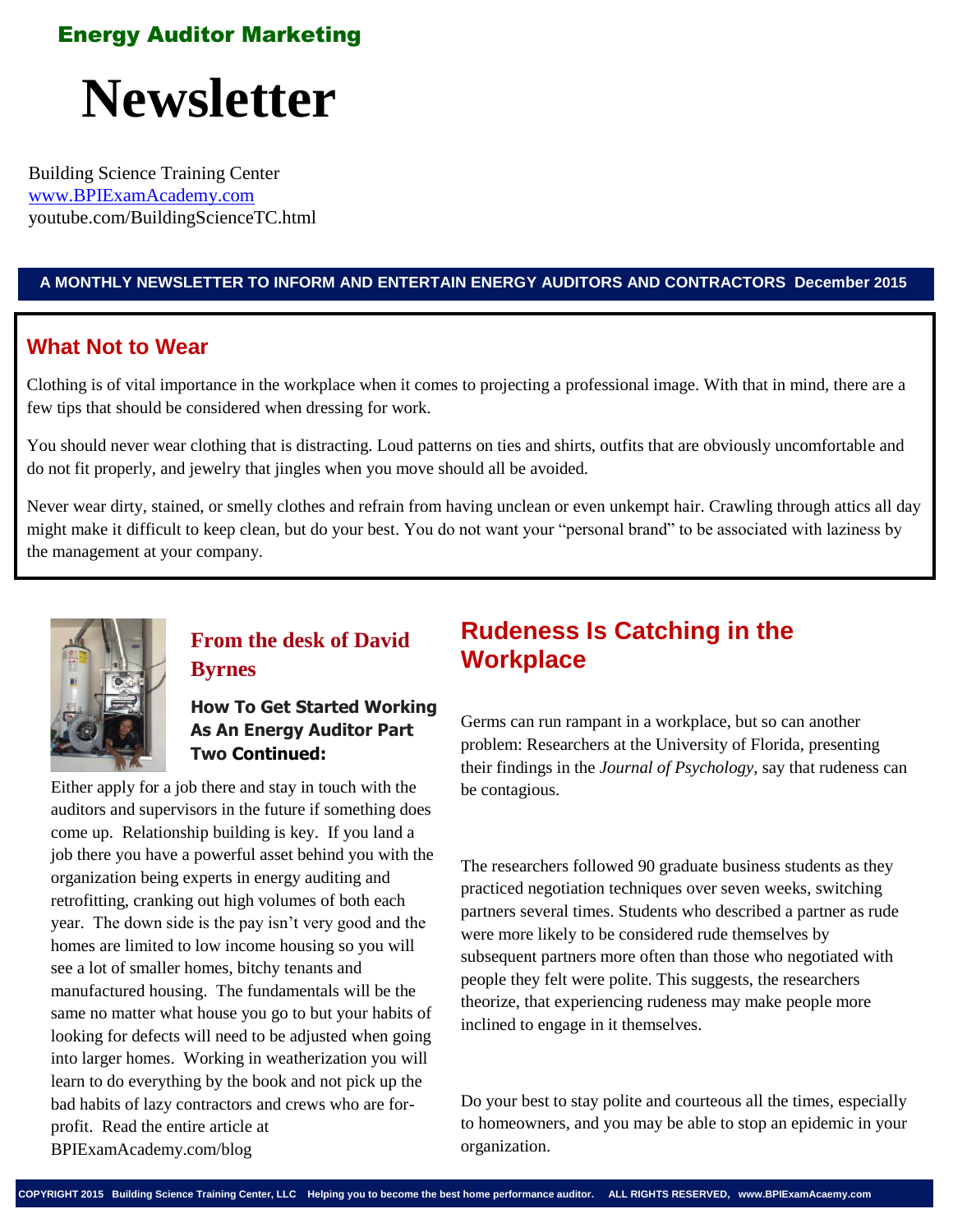# Energy Auditor Marketing

# Newsletter

Building Science Training Center
www.BPIExamAcademy.com
youtube.com/BuildingScienceTC.html

**A MONTHLY NEWSLETTER TO INFORM AND ENTERTAIN ENERGY AUDITORS AND CONTRACTORS December 2015**

## What Not to Wear

Clothing is of vital importance in the workplace when it comes to projecting a professional image. With that in mind, there are a few tips that should be considered when dressing for work.

You should never wear clothing that is distracting. Loud patterns on ties and shirts, outfits that are obviously uncomfortable and do not fit properly, and jewelry that jingles when you move should all be avoided.

Never wear dirty, stained, or smelly clothes and refrain from having unclean or even unkempt hair. Crawling through attics all day might make it difficult to keep clean, but do your best. You do not want your "personal brand" to be associated with laziness by the management at your company.

## From the desk of David Byrnes

### How To Get Started Working As An Energy Auditor Part Two Continued:

Either apply for a job there and stay in touch with the auditors and supervisors in the future if something does come up. Relationship building is key. If you land a job there you have a powerful asset behind you with the organization being experts in energy auditing and retrofitting, cranking out high volumes of both each year. The down side is the pay isn't very good and the homes are limited to low income housing so you will see a lot of smaller homes, bitchy tenants and manufactured housing. The fundamentals will be the same no matter what house you go to but your habits of looking for defects will need to be adjusted when going into larger homes. Working in weatherization you will learn to do everything by the book and not pick up the bad habits of lazy contractors and crews who are for-profit. Read the entire article at BPIExamAcademy.com/blog

## Rudeness Is Catching in the Workplace

Germs can run rampant in a workplace, but so can another problem: Researchers at the University of Florida, presenting their findings in the *Journal of Psychology*, say that rudeness can be contagious.

The researchers followed 90 graduate business students as they practiced negotiation techniques over seven weeks, switching partners several times. Students who described a partner as rude were more likely to be considered rude themselves by subsequent partners more often than those who negotiated with people they felt were polite. This suggests, the researchers theorize, that experiencing rudeness may make people more inclined to engage in it themselves.

Do your best to stay polite and courteous all the times, especially to homeowners, and you may be able to stop an epidemic in your organization.

COPYRIGHT 2015 Building Science Training Center, LLC Helping you to become the best home performance auditor. ALL RIGHTS RESERVED, www.BPIExamAcaemy.com